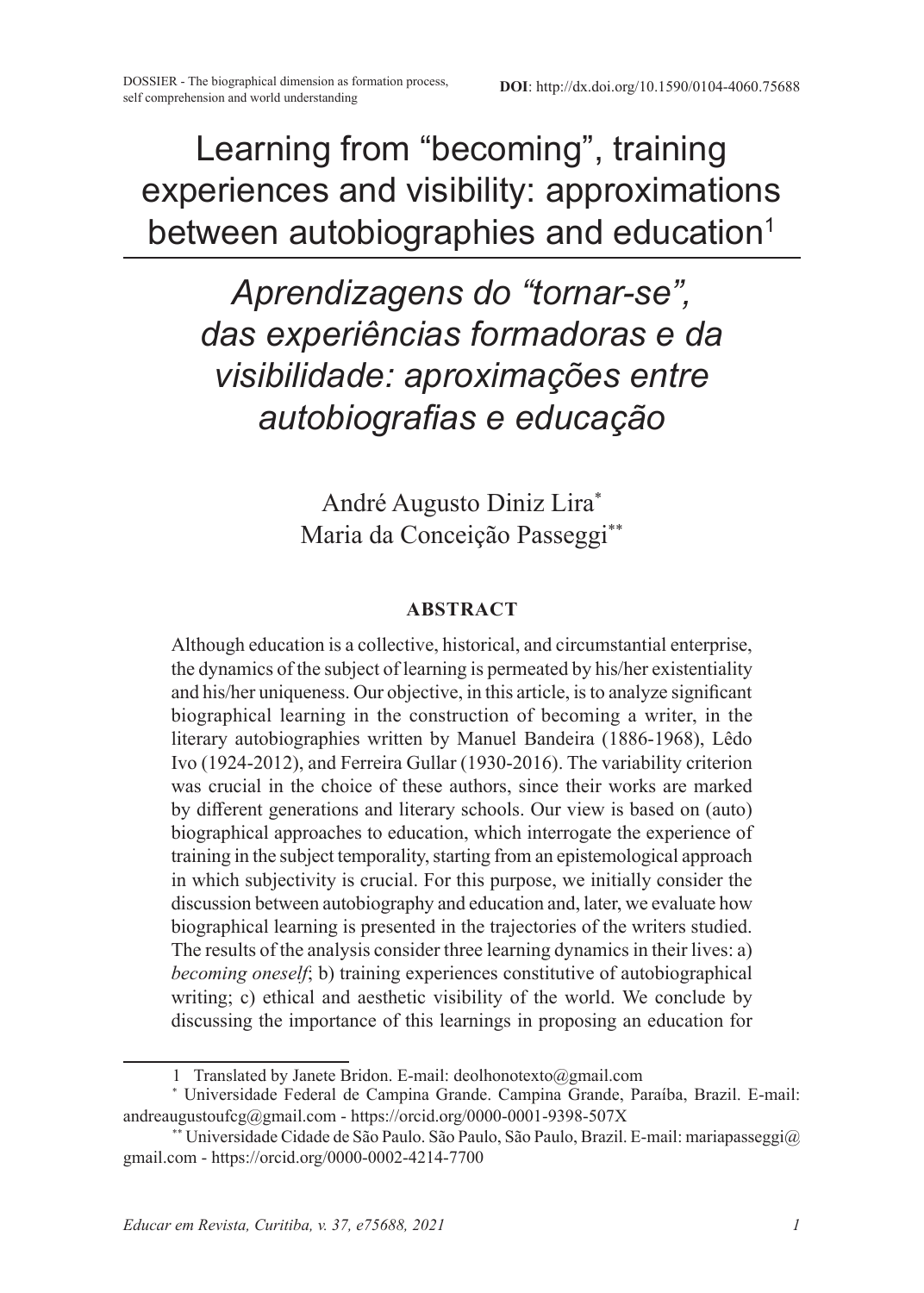DOSSIER - The biographical dimension as formation process, self comprehension and world understanding

**DOI**: http://dx.doi.org/10.1590/0104-4060.75688

# Learning from "becoming", training experiences and visibility: approximations between autobiographies and education[1]

## *Aprendizagens do "tornar-se", das experiências formadoras e da visibilidade: aproximações entre autobiografias e educação*

André Augusto Diniz Lira[*]
Maria da Conceição Passeggi[**]

### ABSTRACT

Although education is a collective, historical, and circumstantial enterprise, the dynamics of the subject of learning is permeated by his/her existentiality and his/her uniqueness. Our objective, in this article, is to analyze significant biographical learning in the construction of becoming a writer, in the literary autobiographies written by Manuel Bandeira (1886-1968), Lêdo Ivo (1924-2012), and Ferreira Gullar (1930-2016). The variability criterion was crucial in the choice of these authors, since their works are marked by different generations and literary schools. Our view is based on (auto) biographical approaches to education, which interrogate the experience of training in the subject temporality, starting from an epistemological approach in which subjectivity is crucial. For this purpose, we initially consider the discussion between autobiography and education and, later, we evaluate how biographical learning is presented in the trajectories of the writers studied. The results of the analysis consider three learning dynamics in their lives: a) *becoming oneself*; b) training experiences constitutive of autobiographical writing; c) ethical and aesthetic visibility of the world. We conclude by discussing the importance of this learnings in proposing an education for

---

1 Translated by Janete Bridon. E-mail: deolhonotexto@gmail.com

[*] Universidade Federal de Campina Grande. Campina Grande, Paraíba, Brazil. E-mail: andreaugustoufcg@gmail.com - https://orcid.org/0000-0001-9398-507X

[**] Universidade Cidade de São Paulo. São Paulo, São Paulo, Brazil. E-mail: mariapasseggi@gmail.com - https://orcid.org/0000-0002-4214-7700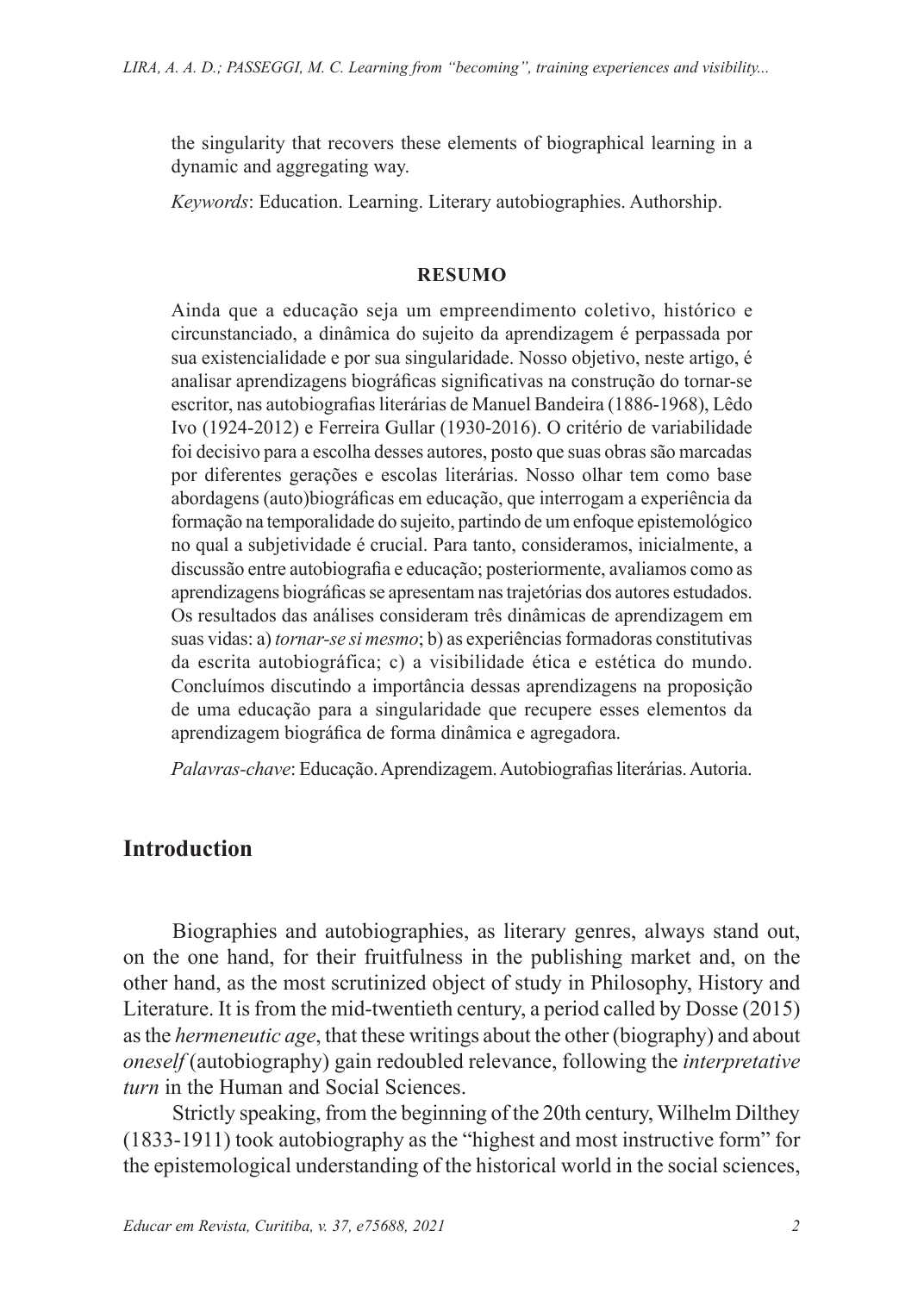the singularity that recovers these elements of biographical learning in a dynamic and aggregating way.

*Keywords*: Education. Learning. Literary autobiographies. Authorship.

**RESUMO**

Ainda que a educação seja um empreendimento coletivo, histórico e circunstanciado, a dinâmica do sujeito da aprendizagem é perpassada por sua existencialidade e por sua singularidade. Nosso objetivo, neste artigo, é analisar aprendizagens biográficas significativas na construção do tornar-se escritor, nas autobiografias literárias de Manuel Bandeira (1886-1968), Lêdo Ivo (1924-2012) e Ferreira Gullar (1930-2016). O critério de variabilidade foi decisivo para a escolha desses autores, posto que suas obras são marcadas por diferentes gerações e escolas literárias. Nosso olhar tem como base abordagens (auto)biográficas em educação, que interrogam a experiência da formação na temporalidade do sujeito, partindo de um enfoque epistemológico no qual a subjetividade é crucial. Para tanto, consideramos, inicialmente, a discussão entre autobiografia e educação; posteriormente, avaliamos como as aprendizagens biográficas se apresentam nas trajetórias dos autores estudados. Os resultados das análises consideram três dinâmicas de aprendizagem em suas vidas: a) *tornar-se si mesmo*; b) as experiências formadoras constitutivas da escrita autobiográfica; c) a visibilidade ética e estética do mundo. Concluímos discutindo a importância dessas aprendizagens na proposição de uma educação para a singularidade que recupere esses elementos da aprendizagem biográfica de forma dinâmica e agregadora.

*Palavras-chave*: Educação. Aprendizagem. Autobiografias literárias. Autoria.

## Introduction

Biographies and autobiographies, as literary genres, always stand out, on the one hand, for their fruitfulness in the publishing market and, on the other hand, as the most scrutinized object of study in Philosophy, History and Literature. It is from the mid-twentieth century, a period called by Dosse (2015) as the *hermeneutic age*, that these writings about the other (biography) and about *oneself* (autobiography) gain redoubled relevance, following the *interpretative turn* in the Human and Social Sciences.

Strictly speaking, from the beginning of the 20th century, Wilhelm Dilthey (1833-1911) took autobiography as the "highest and most instructive form" for the epistemological understanding of the historical world in the social sciences,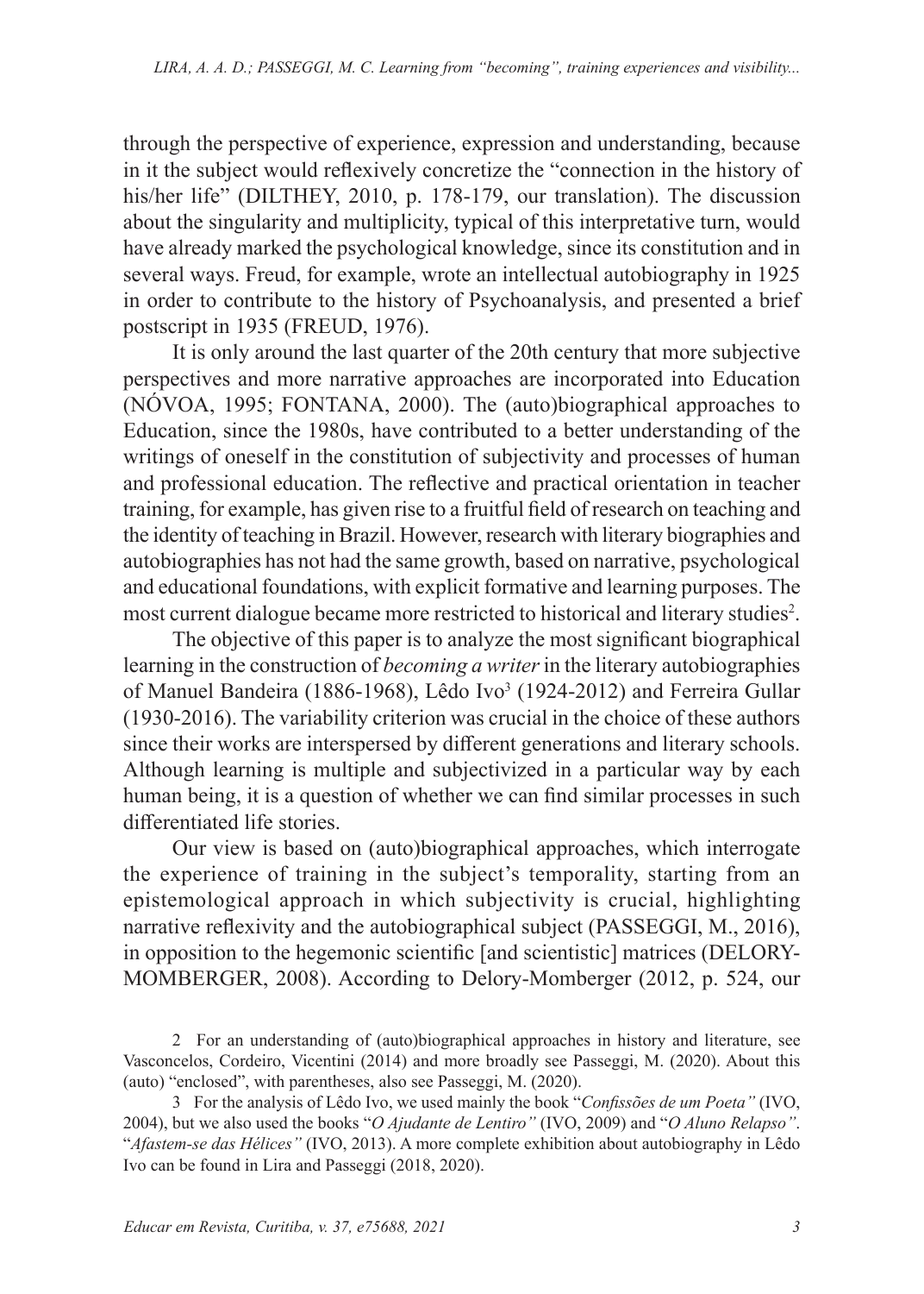through the perspective of experience, expression and understanding, because in it the subject would reflexively concretize the "connection in the history of his/her life" (DILTHEY, 2010, p. 178-179, our translation). The discussion about the singularity and multiplicity, typical of this interpretative turn, would have already marked the psychological knowledge, since its constitution and in several ways. Freud, for example, wrote an intellectual autobiography in 1925 in order to contribute to the history of Psychoanalysis, and presented a brief postscript in 1935 (FREUD, 1976).

It is only around the last quarter of the 20th century that more subjective perspectives and more narrative approaches are incorporated into Education (NÓVOA, 1995; FONTANA, 2000). The (auto)biographical approaches to Education, since the 1980s, have contributed to a better understanding of the writings of oneself in the constitution of subjectivity and processes of human and professional education. The reflective and practical orientation in teacher training, for example, has given rise to a fruitful field of research on teaching and the identity of teaching in Brazil. However, research with literary biographies and autobiographies has not had the same growth, based on narrative, psychological and educational foundations, with explicit formative and learning purposes. The most current dialogue became more restricted to historical and literary studies[2].

The objective of this paper is to analyze the most significant biographical learning in the construction of *becoming a writer* in the literary autobiographies of Manuel Bandeira (1886-1968), Lêdo Ivo[3] (1924-2012) and Ferreira Gullar (1930-2016). The variability criterion was crucial in the choice of these authors since their works are interspersed by different generations and literary schools. Although learning is multiple and subjectivized in a particular way by each human being, it is a question of whether we can find similar processes in such differentiated life stories.

Our view is based on (auto)biographical approaches, which interrogate the experience of training in the subject's temporality, starting from an epistemological approach in which subjectivity is crucial, highlighting narrative reflexivity and the autobiographical subject (PASSEGGI, M., 2016), in opposition to the hegemonic scientific [and scientistic] matrices (DELORY-MOMBERGER, 2008). According to Delory-Momberger (2012, p. 524, our

2 For an understanding of (auto)biographical approaches in history and literature, see Vasconcelos, Cordeiro, Vicentini (2014) and more broadly see Passeggi, M. (2020). About this (auto) "enclosed", with parentheses, also see Passeggi, M. (2020).

3 For the analysis of Lêdo Ivo, we used mainly the book "*Confissões de um Poeta"* (IVO, 2004), but we also used the books "*O Ajudante de Lentiro"* (IVO, 2009) and "*O Aluno Relapso"*. "*Afastem-se das Hélices"* (IVO, 2013). A more complete exhibition about autobiography in Lêdo Ivo can be found in Lira and Passeggi (2018, 2020).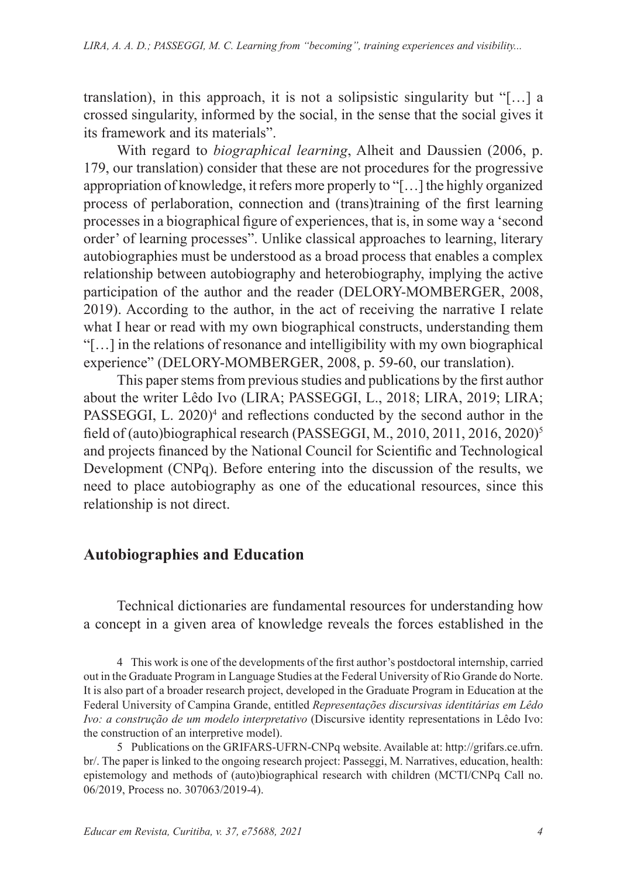translation), in this approach, it is not a solipsistic singularity but "[…] a crossed singularity, informed by the social, in the sense that the social gives it its framework and its materials".

With regard to *biographical learning*, Alheit and Daussien (2006, p. 179, our translation) consider that these are not procedures for the progressive appropriation of knowledge, it refers more properly to "[…] the highly organized process of perlaboration, connection and (trans)training of the first learning processes in a biographical figure of experiences, that is, in some way a 'second order' of learning processes". Unlike classical approaches to learning, literary autobiographies must be understood as a broad process that enables a complex relationship between autobiography and heterobiography, implying the active participation of the author and the reader (DELORY-MOMBERGER, 2008, 2019). According to the author, in the act of receiving the narrative I relate what I hear or read with my own biographical constructs, understanding them "[…] in the relations of resonance and intelligibility with my own biographical experience" (DELORY-MOMBERGER, 2008, p. 59-60, our translation).

This paper stems from previous studies and publications by the first author about the writer Lêdo Ivo (LIRA; PASSEGGI, L., 2018; LIRA, 2019; LIRA; PASSEGGI, L. 2020)[4] and reflections conducted by the second author in the field of (auto)biographical research (PASSEGGI, M., 2010, 2011, 2016, 2020)[5] and projects financed by the National Council for Scientific and Technological Development (CNPq). Before entering into the discussion of the results, we need to place autobiography as one of the educational resources, since this relationship is not direct.

## Autobiographies and Education

Technical dictionaries are fundamental resources for understanding how a concept in a given area of knowledge reveals the forces established in the

4 This work is one of the developments of the first author's postdoctoral internship, carried out in the Graduate Program in Language Studies at the Federal University of Rio Grande do Norte. It is also part of a broader research project, developed in the Graduate Program in Education at the Federal University of Campina Grande, entitled *Representações discursivas identitárias em Lêdo Ivo: a construção de um modelo interpretativo* (Discursive identity representations in Lêdo Ivo: the construction of an interpretive model).

5 Publications on the GRIFARS-UFRN-CNPq website. Available at: http://grifars.ce.ufrn.br/. The paper is linked to the ongoing research project: Passeggi, M. Narratives, education, health: epistemology and methods of (auto)biographical research with children (MCTI/CNPq Call no. 06/2019, Process no. 307063/2019-4).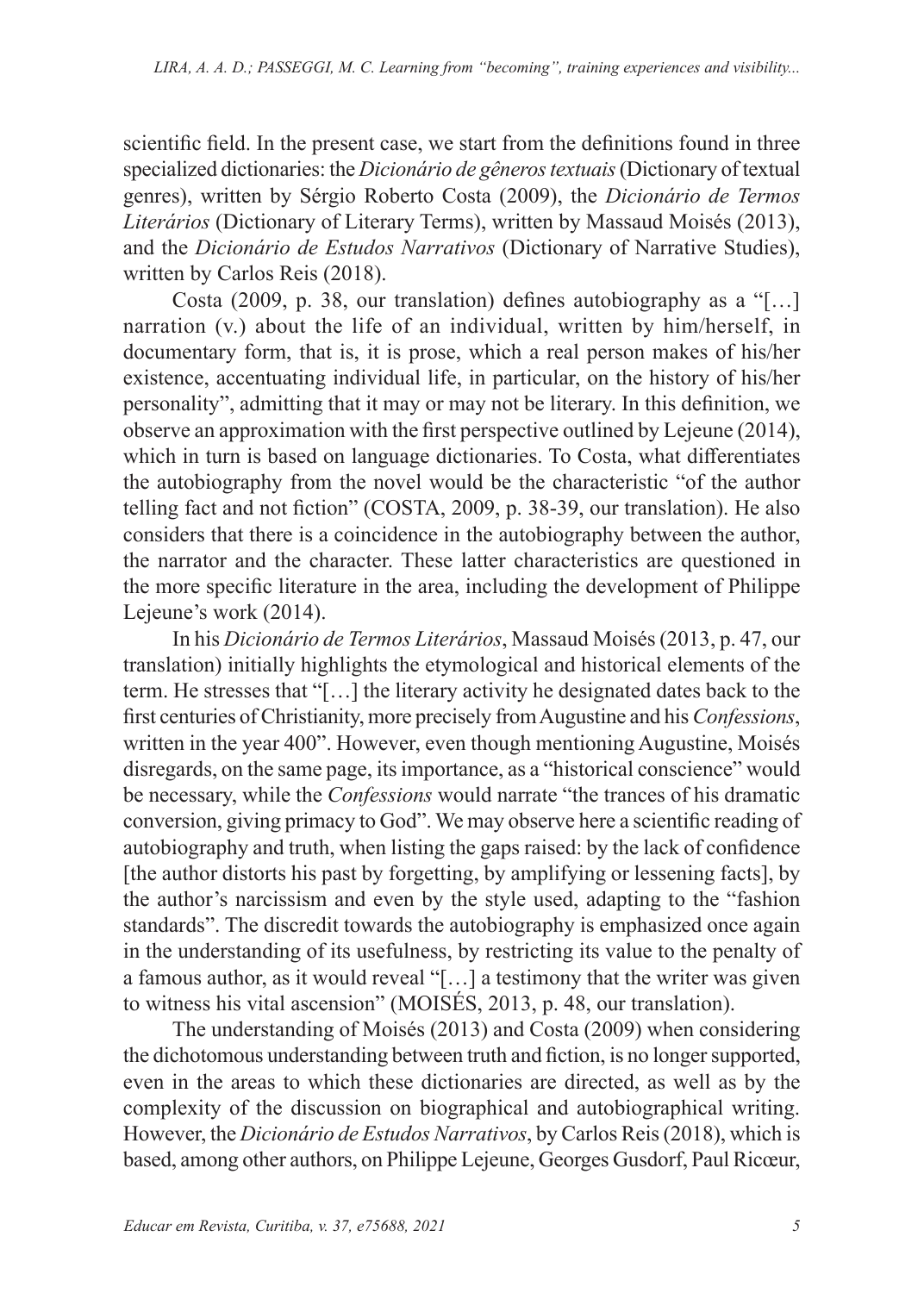scientific field. In the present case, we start from the definitions found in three specialized dictionaries: the *Dicionário de gêneros textuais* (Dictionary of textual genres), written by Sérgio Roberto Costa (2009), the *Dicionário de Termos Literários* (Dictionary of Literary Terms), written by Massaud Moisés (2013), and the *Dicionário de Estudos Narrativos* (Dictionary of Narrative Studies), written by Carlos Reis (2018).

Costa (2009, p. 38, our translation) defines autobiography as a "[…] narration (v.) about the life of an individual, written by him/herself, in documentary form, that is, it is prose, which a real person makes of his/her existence, accentuating individual life, in particular, on the history of his/her personality", admitting that it may or may not be literary. In this definition, we observe an approximation with the first perspective outlined by Lejeune (2014), which in turn is based on language dictionaries. To Costa, what differentiates the autobiography from the novel would be the characteristic "of the author telling fact and not fiction" (COSTA, 2009, p. 38-39, our translation). He also considers that there is a coincidence in the autobiography between the author, the narrator and the character. These latter characteristics are questioned in the more specific literature in the area, including the development of Philippe Lejeune's work (2014).

In his *Dicionário de Termos Literários*, Massaud Moisés (2013, p. 47, our translation) initially highlights the etymological and historical elements of the term. He stresses that "[…] the literary activity he designated dates back to the first centuries of Christianity, more precisely from Augustine and his *Confessions*, written in the year 400". However, even though mentioning Augustine, Moisés disregards, on the same page, its importance, as a "historical conscience" would be necessary, while the *Confessions* would narrate "the trances of his dramatic conversion, giving primacy to God". We may observe here a scientific reading of autobiography and truth, when listing the gaps raised: by the lack of confidence [the author distorts his past by forgetting, by amplifying or lessening facts], by the author's narcissism and even by the style used, adapting to the "fashion standards". The discredit towards the autobiography is emphasized once again in the understanding of its usefulness, by restricting its value to the penalty of a famous author, as it would reveal "[…] a testimony that the writer was given to witness his vital ascension" (MOISÉS, 2013, p. 48, our translation).

The understanding of Moisés (2013) and Costa (2009) when considering the dichotomous understanding between truth and fiction, is no longer supported, even in the areas to which these dictionaries are directed, as well as by the complexity of the discussion on biographical and autobiographical writing. However, the *Dicionário de Estudos Narrativos*, by Carlos Reis (2018), which is based, among other authors, on Philippe Lejeune, Georges Gusdorf, Paul Ricœur,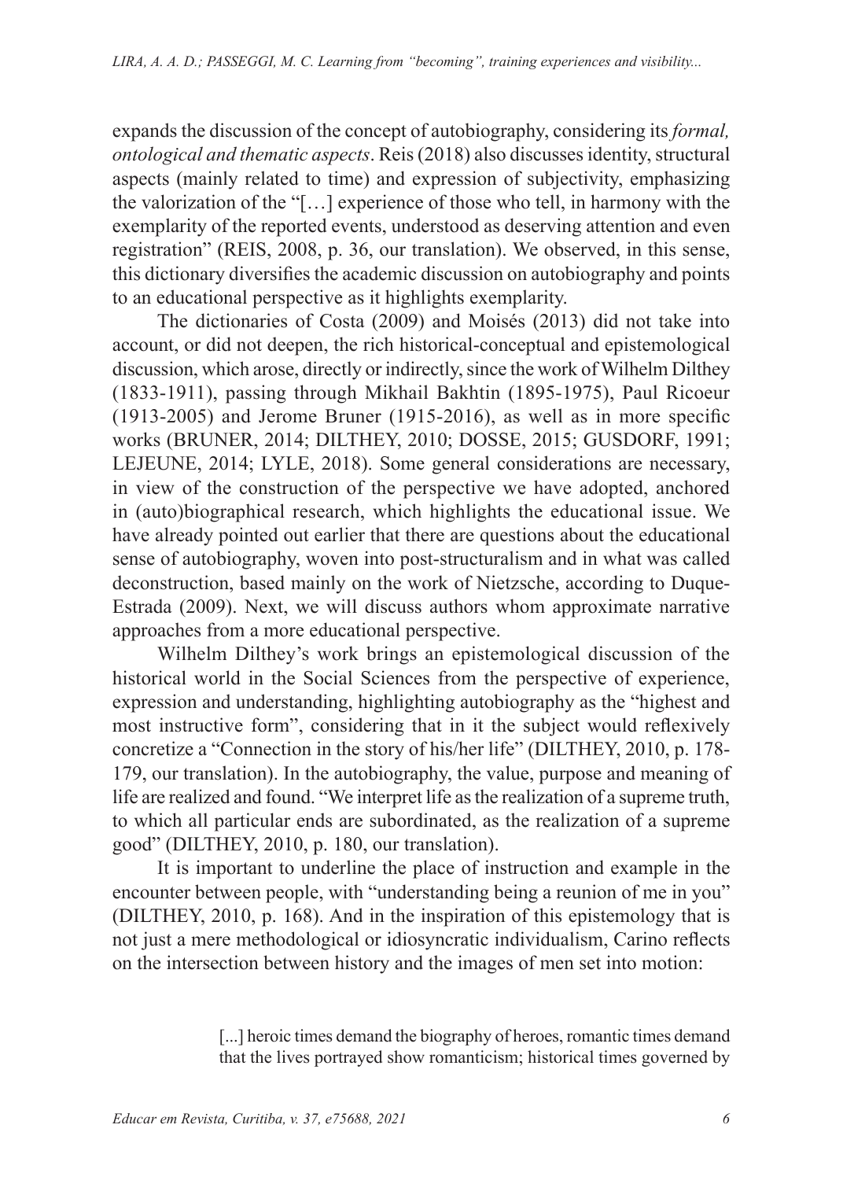expands the discussion of the concept of autobiography, considering its *formal, ontological and thematic aspects*. Reis (2018) also discusses identity, structural aspects (mainly related to time) and expression of subjectivity, emphasizing the valorization of the "[…] experience of those who tell, in harmony with the exemplarity of the reported events, understood as deserving attention and even registration" (REIS, 2008, p. 36, our translation). We observed, in this sense, this dictionary diversifies the academic discussion on autobiography and points to an educational perspective as it highlights exemplarity.

The dictionaries of Costa (2009) and Moisés (2013) did not take into account, or did not deepen, the rich historical-conceptual and epistemological discussion, which arose, directly or indirectly, since the work of Wilhelm Dilthey (1833-1911), passing through Mikhail Bakhtin (1895-1975), Paul Ricoeur (1913-2005) and Jerome Bruner (1915-2016), as well as in more specific works (BRUNER, 2014; DILTHEY, 2010; DOSSE, 2015; GUSDORF, 1991; LEJEUNE, 2014; LYLE, 2018). Some general considerations are necessary, in view of the construction of the perspective we have adopted, anchored in (auto)biographical research, which highlights the educational issue. We have already pointed out earlier that there are questions about the educational sense of autobiography, woven into post-structuralism and in what was called deconstruction, based mainly on the work of Nietzsche, according to Duque-Estrada (2009). Next, we will discuss authors whom approximate narrative approaches from a more educational perspective.

Wilhelm Dilthey's work brings an epistemological discussion of the historical world in the Social Sciences from the perspective of experience, expression and understanding, highlighting autobiography as the "highest and most instructive form", considering that in it the subject would reflexively concretize a "Connection in the story of his/her life" (DILTHEY, 2010, p. 178-179, our translation). In the autobiography, the value, purpose and meaning of life are realized and found. "We interpret life as the realization of a supreme truth, to which all particular ends are subordinated, as the realization of a supreme good" (DILTHEY, 2010, p. 180, our translation).

It is important to underline the place of instruction and example in the encounter between people, with "understanding being a reunion of me in you" (DILTHEY, 2010, p. 168). And in the inspiration of this epistemology that is not just a mere methodological or idiosyncratic individualism, Carino reflects on the intersection between history and the images of men set into motion:

> [...] heroic times demand the biography of heroes, romantic times demand that the lives portrayed show romanticism; historical times governed by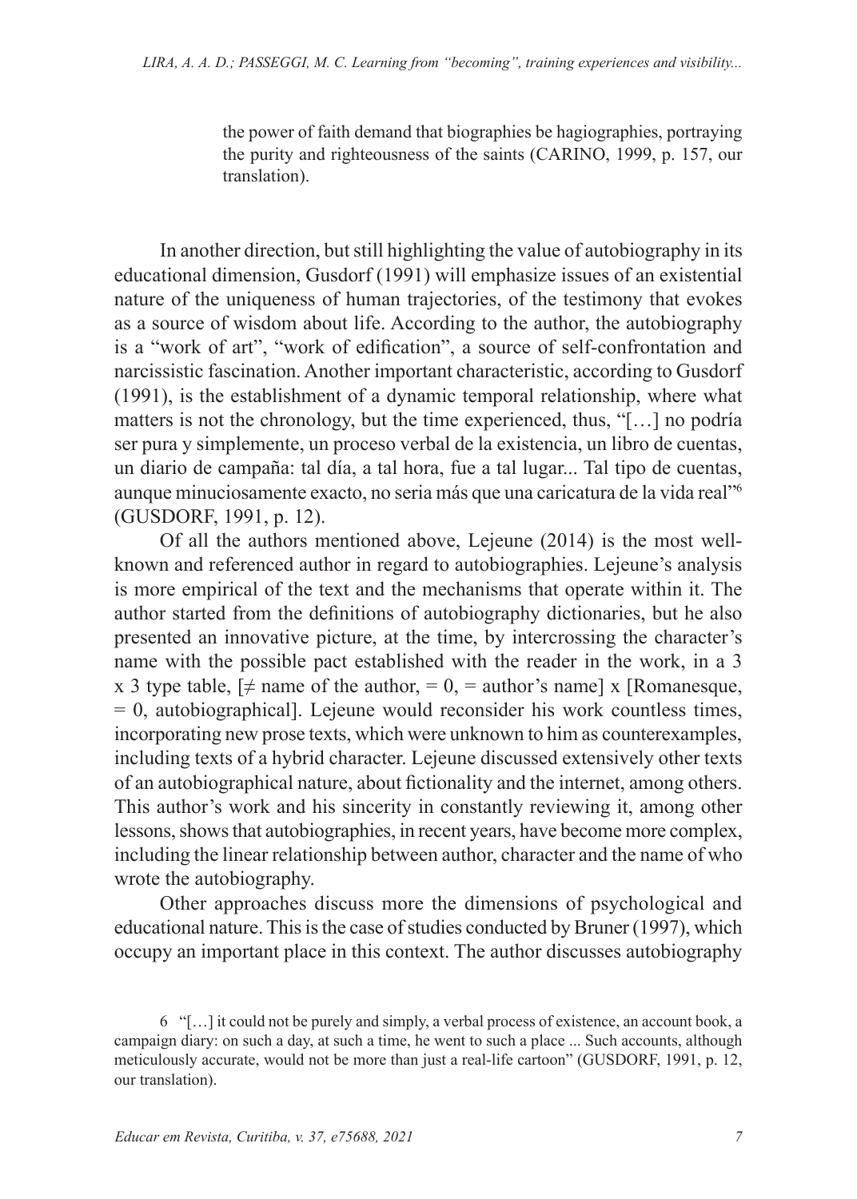> the power of faith demand that biographies be hagiographies, portraying the purity and righteousness of the saints (CARINO, 1999, p. 157, our translation).

In another direction, but still highlighting the value of autobiography in its educational dimension, Gusdorf (1991) will emphasize issues of an existential nature of the uniqueness of human trajectories, of the testimony that evokes as a source of wisdom about life. According to the author, the autobiography is a "work of art", "work of edification", a source of self-confrontation and narcissistic fascination. Another important characteristic, according to Gusdorf (1991), is the establishment of a dynamic temporal relationship, where what matters is not the chronology, but the time experienced, thus, "[…] no podría ser pura y simplemente, un proceso verbal de la existencia, un libro de cuentas, un diario de campaña: tal día, a tal hora, fue a tal lugar... Tal tipo de cuentas, aunque minuciosamente exacto, no seria más que una caricatura de la vida real"[6] (GUSDORF, 1991, p. 12).

Of all the authors mentioned above, Lejeune (2014) is the most well-known and referenced author in regard to autobiographies. Lejeune's analysis is more empirical of the text and the mechanisms that operate within it. The author started from the definitions of autobiography dictionaries, but he also presented an innovative picture, at the time, by intercrossing the character's name with the possible pact established with the reader in the work, in a 3 x 3 type table, [≠ name of the author, = 0, = author's name] x [Romanesque, = 0, autobiographical]. Lejeune would reconsider his work countless times, incorporating new prose texts, which were unknown to him as counterexamples, including texts of a hybrid character. Lejeune discussed extensively other texts of an autobiographical nature, about fictionality and the internet, among others. This author's work and his sincerity in constantly reviewing it, among other lessons, shows that autobiographies, in recent years, have become more complex, including the linear relationship between author, character and the name of who wrote the autobiography.

Other approaches discuss more the dimensions of psychological and educational nature. This is the case of studies conducted by Bruner (1997), which occupy an important place in this context. The author discusses autobiography

6 "[…] it could not be purely and simply, a verbal process of existence, an account book, a campaign diary: on such a day, at such a time, he went to such a place ... Such accounts, although meticulously accurate, would not be more than just a real-life cartoon" (GUSDORF, 1991, p. 12, our translation).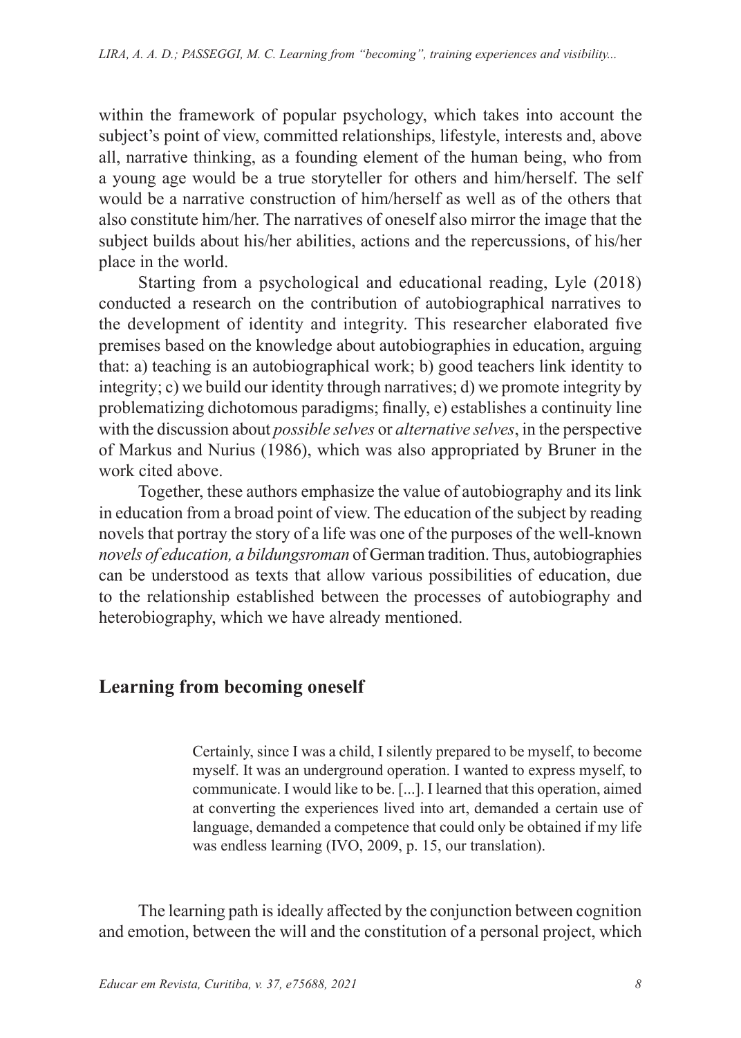within the framework of popular psychology, which takes into account the subject's point of view, committed relationships, lifestyle, interests and, above all, narrative thinking, as a founding element of the human being, who from a young age would be a true storyteller for others and him/herself. The self would be a narrative construction of him/herself as well as of the others that also constitute him/her. The narratives of oneself also mirror the image that the subject builds about his/her abilities, actions and the repercussions, of his/her place in the world.

Starting from a psychological and educational reading, Lyle (2018) conducted a research on the contribution of autobiographical narratives to the development of identity and integrity. This researcher elaborated five premises based on the knowledge about autobiographies in education, arguing that: a) teaching is an autobiographical work; b) good teachers link identity to integrity; c) we build our identity through narratives; d) we promote integrity by problematizing dichotomous paradigms; finally, e) establishes a continuity line with the discussion about *possible selves* or *alternative selves*, in the perspective of Markus and Nurius (1986), which was also appropriated by Bruner in the work cited above.

Together, these authors emphasize the value of autobiography and its link in education from a broad point of view. The education of the subject by reading novels that portray the story of a life was one of the purposes of the well-known *novels of education, a bildungsroman* of German tradition. Thus, autobiographies can be understood as texts that allow various possibilities of education, due to the relationship established between the processes of autobiography and heterobiography, which we have already mentioned.

## Learning from becoming oneself

> Certainly, since I was a child, I silently prepared to be myself, to become myself. It was an underground operation. I wanted to express myself, to communicate. I would like to be. [...]. I learned that this operation, aimed at converting the experiences lived into art, demanded a certain use of language, demanded a competence that could only be obtained if my life was endless learning (IVO, 2009, p. 15, our translation).

The learning path is ideally affected by the conjunction between cognition and emotion, between the will and the constitution of a personal project, which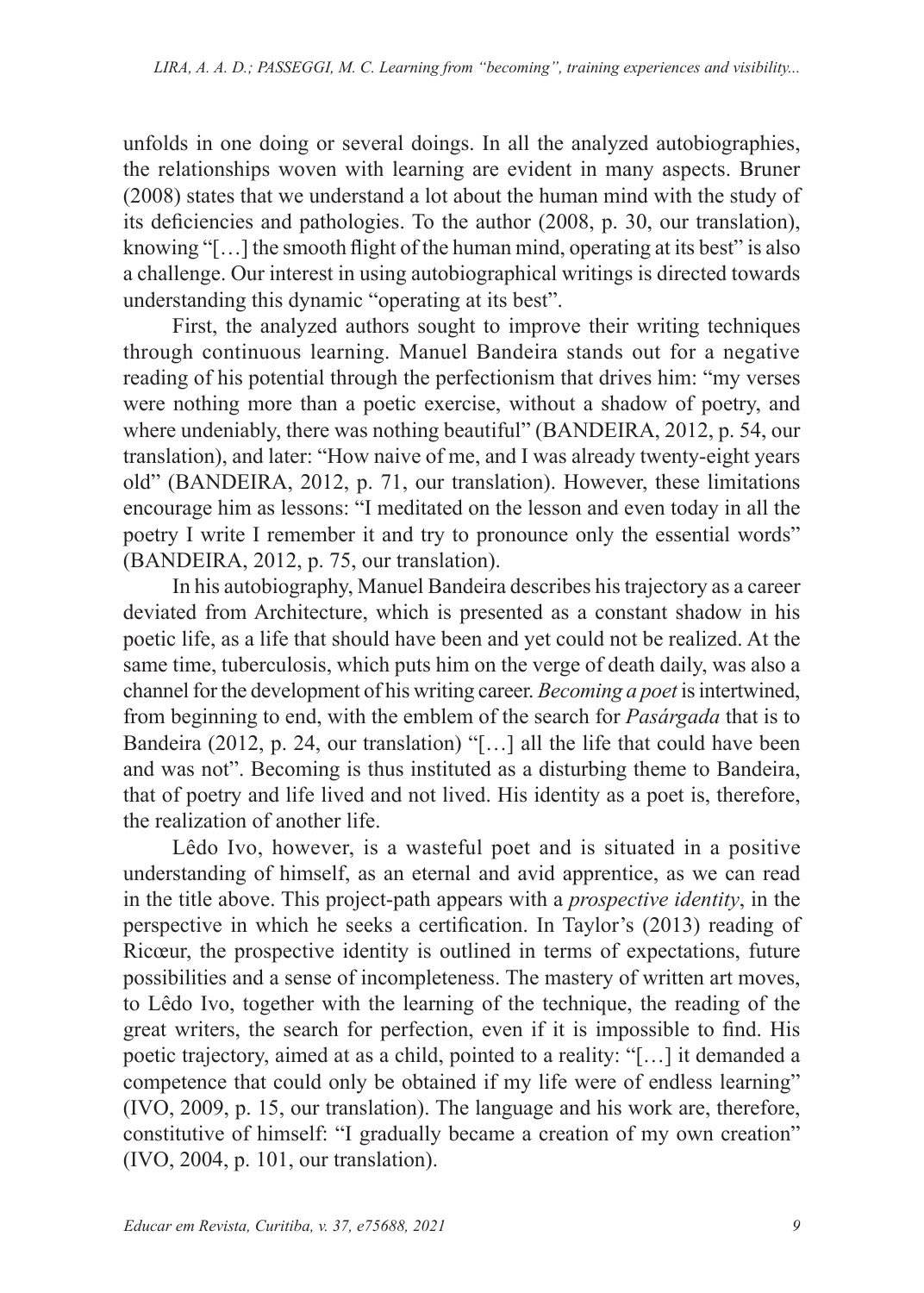unfolds in one doing or several doings. In all the analyzed autobiographies, the relationships woven with learning are evident in many aspects. Bruner (2008) states that we understand a lot about the human mind with the study of its deficiencies and pathologies. To the author (2008, p. 30, our translation), knowing "[…] the smooth flight of the human mind, operating at its best" is also a challenge. Our interest in using autobiographical writings is directed towards understanding this dynamic "operating at its best".

First, the analyzed authors sought to improve their writing techniques through continuous learning. Manuel Bandeira stands out for a negative reading of his potential through the perfectionism that drives him: "my verses were nothing more than a poetic exercise, without a shadow of poetry, and where undeniably, there was nothing beautiful" (BANDEIRA, 2012, p. 54, our translation), and later: "How naive of me, and I was already twenty-eight years old" (BANDEIRA, 2012, p. 71, our translation). However, these limitations encourage him as lessons: "I meditated on the lesson and even today in all the poetry I write I remember it and try to pronounce only the essential words" (BANDEIRA, 2012, p. 75, our translation).

In his autobiography, Manuel Bandeira describes his trajectory as a career deviated from Architecture, which is presented as a constant shadow in his poetic life, as a life that should have been and yet could not be realized. At the same time, tuberculosis, which puts him on the verge of death daily, was also a channel for the development of his writing career. *Becoming a poet* is intertwined, from beginning to end, with the emblem of the search for *Pasárgada* that is to Bandeira (2012, p. 24, our translation) "[…] all the life that could have been and was not". Becoming is thus instituted as a disturbing theme to Bandeira, that of poetry and life lived and not lived. His identity as a poet is, therefore, the realization of another life.

Lêdo Ivo, however, is a wasteful poet and is situated in a positive understanding of himself, as an eternal and avid apprentice, as we can read in the title above. This project-path appears with a *prospective identity*, in the perspective in which he seeks a certification. In Taylor's (2013) reading of Ricœur, the prospective identity is outlined in terms of expectations, future possibilities and a sense of incompleteness. The mastery of written art moves, to Lêdo Ivo, together with the learning of the technique, the reading of the great writers, the search for perfection, even if it is impossible to find. His poetic trajectory, aimed at as a child, pointed to a reality: "[…] it demanded a competence that could only be obtained if my life were of endless learning" (IVO, 2009, p. 15, our translation). The language and his work are, therefore, constitutive of himself: "I gradually became a creation of my own creation" (IVO, 2004, p. 101, our translation).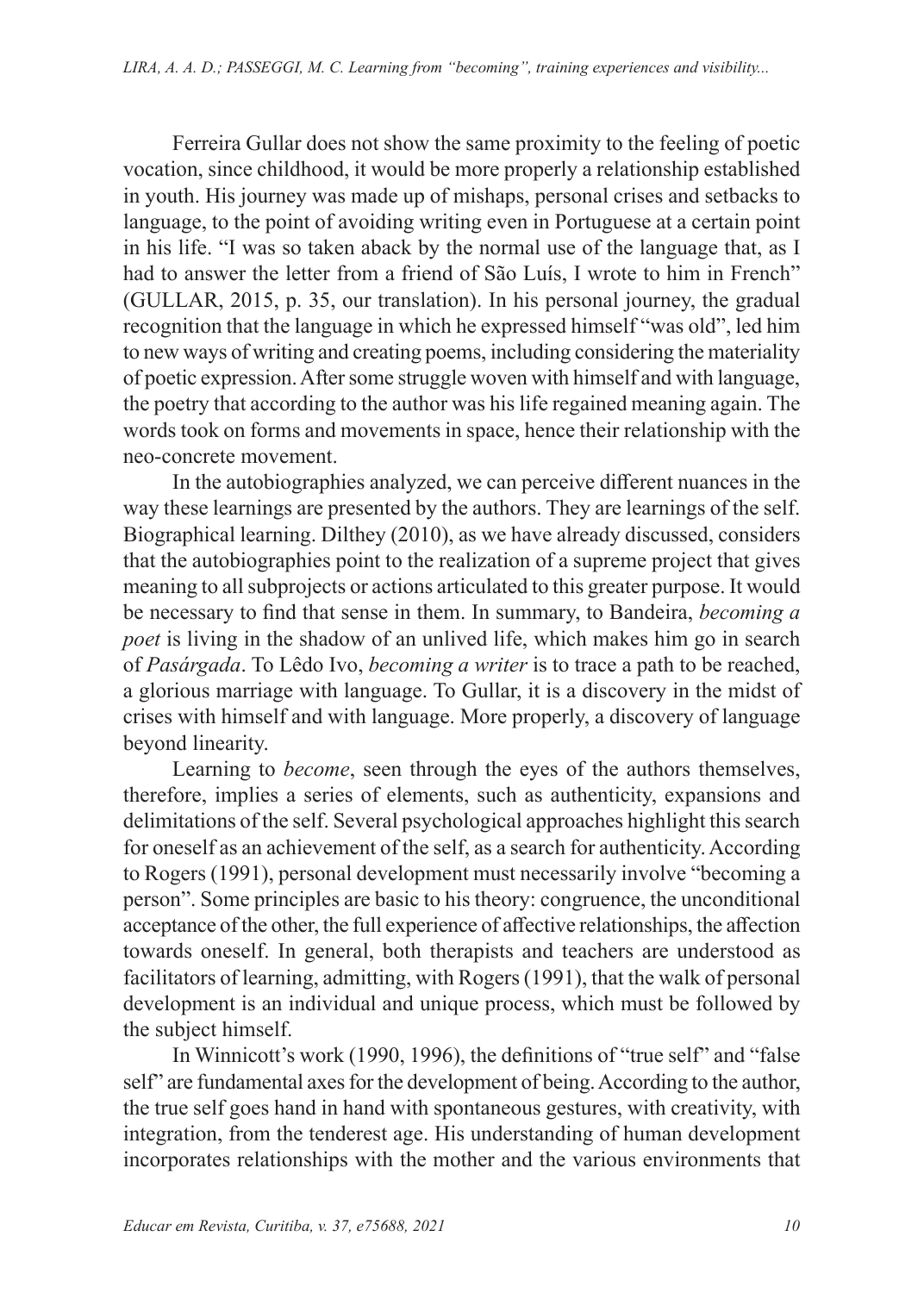Ferreira Gullar does not show the same proximity to the feeling of poetic vocation, since childhood, it would be more properly a relationship established in youth. His journey was made up of mishaps, personal crises and setbacks to language, to the point of avoiding writing even in Portuguese at a certain point in his life. "I was so taken aback by the normal use of the language that, as I had to answer the letter from a friend of São Luís, I wrote to him in French" (GULLAR, 2015, p. 35, our translation). In his personal journey, the gradual recognition that the language in which he expressed himself "was old", led him to new ways of writing and creating poems, including considering the materiality of poetic expression. After some struggle woven with himself and with language, the poetry that according to the author was his life regained meaning again. The words took on forms and movements in space, hence their relationship with the neo-concrete movement.

In the autobiographies analyzed, we can perceive different nuances in the way these learnings are presented by the authors. They are learnings of the self. Biographical learning. Dilthey (2010), as we have already discussed, considers that the autobiographies point to the realization of a supreme project that gives meaning to all subprojects or actions articulated to this greater purpose. It would be necessary to find that sense in them. In summary, to Bandeira, *becoming a poet* is living in the shadow of an unlived life, which makes him go in search of *Pasárgada*. To Lêdo Ivo, *becoming a writer* is to trace a path to be reached, a glorious marriage with language. To Gullar, it is a discovery in the midst of crises with himself and with language. More properly, a discovery of language beyond linearity.

Learning to *become*, seen through the eyes of the authors themselves, therefore, implies a series of elements, such as authenticity, expansions and delimitations of the self. Several psychological approaches highlight this search for oneself as an achievement of the self, as a search for authenticity. According to Rogers (1991), personal development must necessarily involve "becoming a person". Some principles are basic to his theory: congruence, the unconditional acceptance of the other, the full experience of affective relationships, the affection towards oneself. In general, both therapists and teachers are understood as facilitators of learning, admitting, with Rogers (1991), that the walk of personal development is an individual and unique process, which must be followed by the subject himself.

In Winnicott's work (1990, 1996), the definitions of "true self" and "false self" are fundamental axes for the development of being. According to the author, the true self goes hand in hand with spontaneous gestures, with creativity, with integration, from the tenderest age. His understanding of human development incorporates relationships with the mother and the various environments that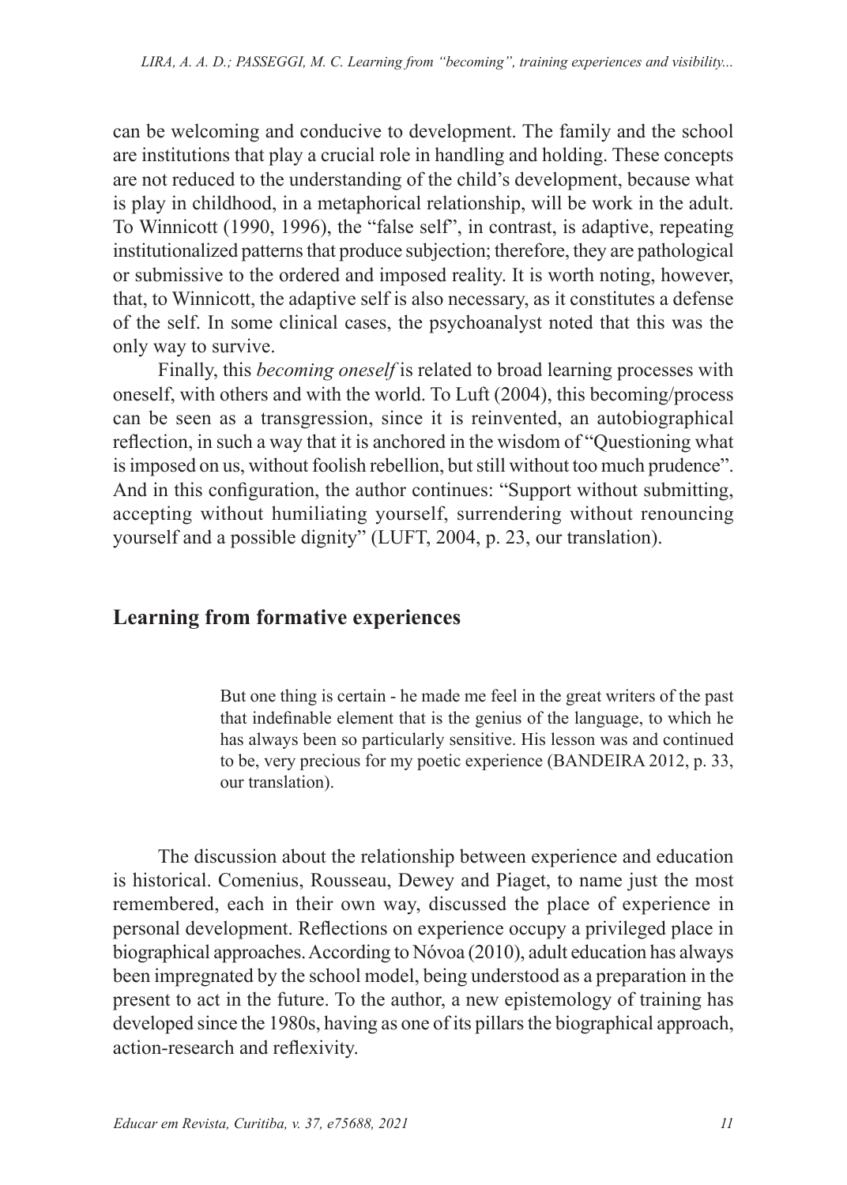can be welcoming and conducive to development. The family and the school are institutions that play a crucial role in handling and holding. These concepts are not reduced to the understanding of the child's development, because what is play in childhood, in a metaphorical relationship, will be work in the adult. To Winnicott (1990, 1996), the "false self", in contrast, is adaptive, repeating institutionalized patterns that produce subjection; therefore, they are pathological or submissive to the ordered and imposed reality. It is worth noting, however, that, to Winnicott, the adaptive self is also necessary, as it constitutes a defense of the self. In some clinical cases, the psychoanalyst noted that this was the only way to survive.

Finally, this *becoming oneself* is related to broad learning processes with oneself, with others and with the world. To Luft (2004), this becoming/process can be seen as a transgression, since it is reinvented, an autobiographical reflection, in such a way that it is anchored in the wisdom of "Questioning what is imposed on us, without foolish rebellion, but still without too much prudence". And in this configuration, the author continues: "Support without submitting, accepting without humiliating yourself, surrendering without renouncing yourself and a possible dignity" (LUFT, 2004, p. 23, our translation).

## Learning from formative experiences

> But one thing is certain - he made me feel in the great writers of the past that indefinable element that is the genius of the language, to which he has always been so particularly sensitive. His lesson was and continued to be, very precious for my poetic experience (BANDEIRA 2012, p. 33, our translation).

The discussion about the relationship between experience and education is historical. Comenius, Rousseau, Dewey and Piaget, to name just the most remembered, each in their own way, discussed the place of experience in personal development. Reflections on experience occupy a privileged place in biographical approaches. According to Nóvoa (2010), adult education has always been impregnated by the school model, being understood as a preparation in the present to act in the future. To the author, a new epistemology of training has developed since the 1980s, having as one of its pillars the biographical approach, action-research and reflexivity.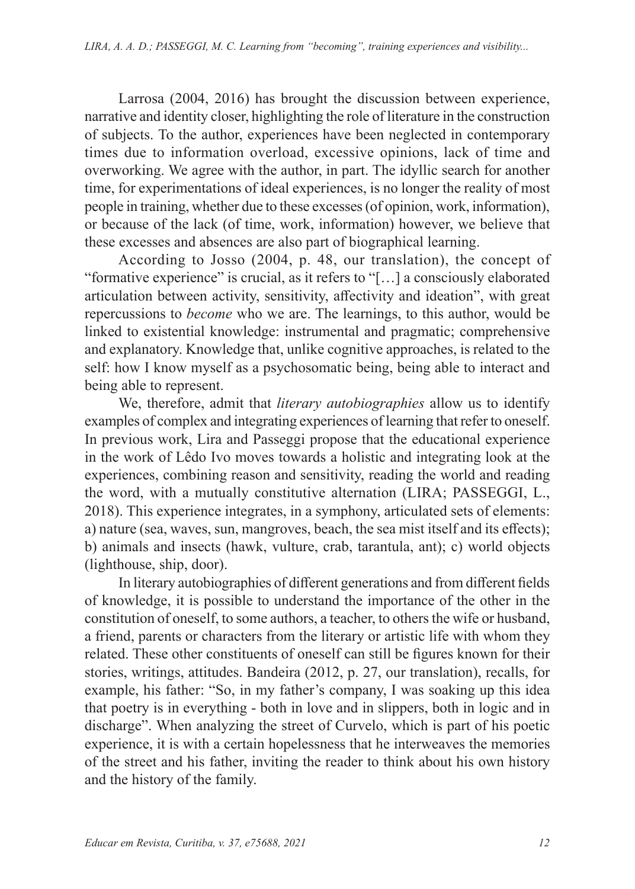Larrosa (2004, 2016) has brought the discussion between experience, narrative and identity closer, highlighting the role of literature in the construction of subjects. To the author, experiences have been neglected in contemporary times due to information overload, excessive opinions, lack of time and overworking. We agree with the author, in part. The idyllic search for another time, for experimentations of ideal experiences, is no longer the reality of most people in training, whether due to these excesses (of opinion, work, information), or because of the lack (of time, work, information) however, we believe that these excesses and absences are also part of biographical learning.

According to Josso (2004, p. 48, our translation), the concept of "formative experience" is crucial, as it refers to "[…] a consciously elaborated articulation between activity, sensitivity, affectivity and ideation", with great repercussions to *become* who we are. The learnings, to this author, would be linked to existential knowledge: instrumental and pragmatic; comprehensive and explanatory. Knowledge that, unlike cognitive approaches, is related to the self: how I know myself as a psychosomatic being, being able to interact and being able to represent.

We, therefore, admit that *literary autobiographies* allow us to identify examples of complex and integrating experiences of learning that refer to oneself. In previous work, Lira and Passeggi propose that the educational experience in the work of Lêdo Ivo moves towards a holistic and integrating look at the experiences, combining reason and sensitivity, reading the world and reading the word, with a mutually constitutive alternation (LIRA; PASSEGGI, L., 2018). This experience integrates, in a symphony, articulated sets of elements: a) nature (sea, waves, sun, mangroves, beach, the sea mist itself and its effects); b) animals and insects (hawk, vulture, crab, tarantula, ant); c) world objects (lighthouse, ship, door).

In literary autobiographies of different generations and from different fields of knowledge, it is possible to understand the importance of the other in the constitution of oneself, to some authors, a teacher, to others the wife or husband, a friend, parents or characters from the literary or artistic life with whom they related. These other constituents of oneself can still be figures known for their stories, writings, attitudes. Bandeira (2012, p. 27, our translation), recalls, for example, his father: "So, in my father's company, I was soaking up this idea that poetry is in everything - both in love and in slippers, both in logic and in discharge". When analyzing the street of Curvelo, which is part of his poetic experience, it is with a certain hopelessness that he interweaves the memories of the street and his father, inviting the reader to think about his own history and the history of the family.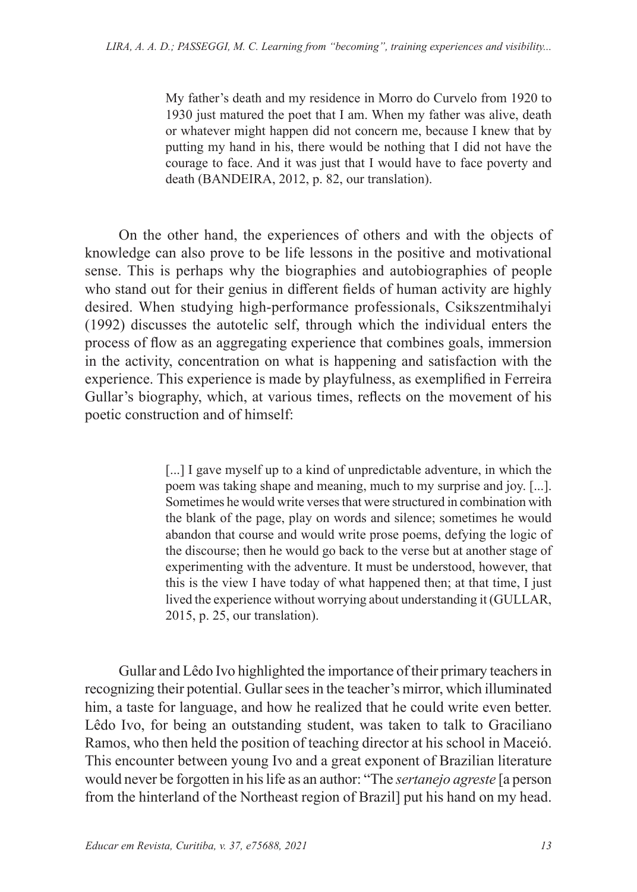> My father's death and my residence in Morro do Curvelo from 1920 to 1930 just matured the poet that I am. When my father was alive, death or whatever might happen did not concern me, because I knew that by putting my hand in his, there would be nothing that I did not have the courage to face. And it was just that I would have to face poverty and death (BANDEIRA, 2012, p. 82, our translation).

On the other hand, the experiences of others and with the objects of knowledge can also prove to be life lessons in the positive and motivational sense. This is perhaps why the biographies and autobiographies of people who stand out for their genius in different fields of human activity are highly desired. When studying high-performance professionals, Csikszentmihalyi (1992) discusses the autotelic self, through which the individual enters the process of flow as an aggregating experience that combines goals, immersion in the activity, concentration on what is happening and satisfaction with the experience. This experience is made by playfulness, as exemplified in Ferreira Gullar's biography, which, at various times, reflects on the movement of his poetic construction and of himself:

> [...] I gave myself up to a kind of unpredictable adventure, in which the poem was taking shape and meaning, much to my surprise and joy. [...]. Sometimes he would write verses that were structured in combination with the blank of the page, play on words and silence; sometimes he would abandon that course and would write prose poems, defying the logic of the discourse; then he would go back to the verse but at another stage of experimenting with the adventure. It must be understood, however, that this is the view I have today of what happened then; at that time, I just lived the experience without worrying about understanding it (GULLAR, 2015, p. 25, our translation).

Gullar and Lêdo Ivo highlighted the importance of their primary teachers in recognizing their potential. Gullar sees in the teacher's mirror, which illuminated him, a taste for language, and how he realized that he could write even better. Lêdo Ivo, for being an outstanding student, was taken to talk to Graciliano Ramos, who then held the position of teaching director at his school in Maceió. This encounter between young Ivo and a great exponent of Brazilian literature would never be forgotten in his life as an author: "The *sertanejo agreste* [a person from the hinterland of the Northeast region of Brazil] put his hand on my head.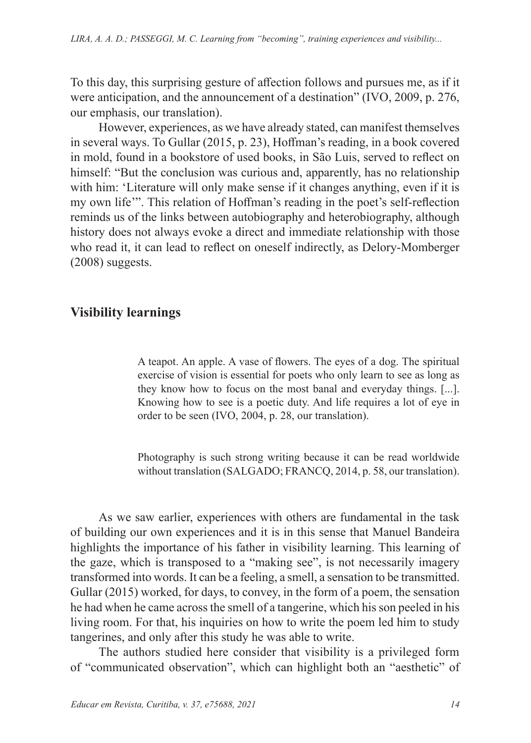To this day, this surprising gesture of affection follows and pursues me, as if it were anticipation, and the announcement of a destination" (IVO, 2009, p. 276, our emphasis, our translation).

However, experiences, as we have already stated, can manifest themselves in several ways. To Gullar (2015, p. 23), Hoffman's reading, in a book covered in mold, found in a bookstore of used books, in São Luis, served to reflect on himself: "But the conclusion was curious and, apparently, has no relationship with him: 'Literature will only make sense if it changes anything, even if it is my own life'". This relation of Hoffman's reading in the poet's self-reflection reminds us of the links between autobiography and heterobiography, although history does not always evoke a direct and immediate relationship with those who read it, it can lead to reflect on oneself indirectly, as Delory-Momberger (2008) suggests.

## Visibility learnings

> A teapot. An apple. A vase of flowers. The eyes of a dog. The spiritual exercise of vision is essential for poets who only learn to see as long as they know how to focus on the most banal and everyday things. [...]. Knowing how to see is a poetic duty. And life requires a lot of eye in order to be seen (IVO, 2004, p. 28, our translation).

> Photography is such strong writing because it can be read worldwide without translation (SALGADO; FRANCQ, 2014, p. 58, our translation).

As we saw earlier, experiences with others are fundamental in the task of building our own experiences and it is in this sense that Manuel Bandeira highlights the importance of his father in visibility learning. This learning of the gaze, which is transposed to a "making see", is not necessarily imagery transformed into words. It can be a feeling, a smell, a sensation to be transmitted. Gullar (2015) worked, for days, to convey, in the form of a poem, the sensation he had when he came across the smell of a tangerine, which his son peeled in his living room. For that, his inquiries on how to write the poem led him to study tangerines, and only after this study he was able to write.

The authors studied here consider that visibility is a privileged form of "communicated observation", which can highlight both an "aesthetic" of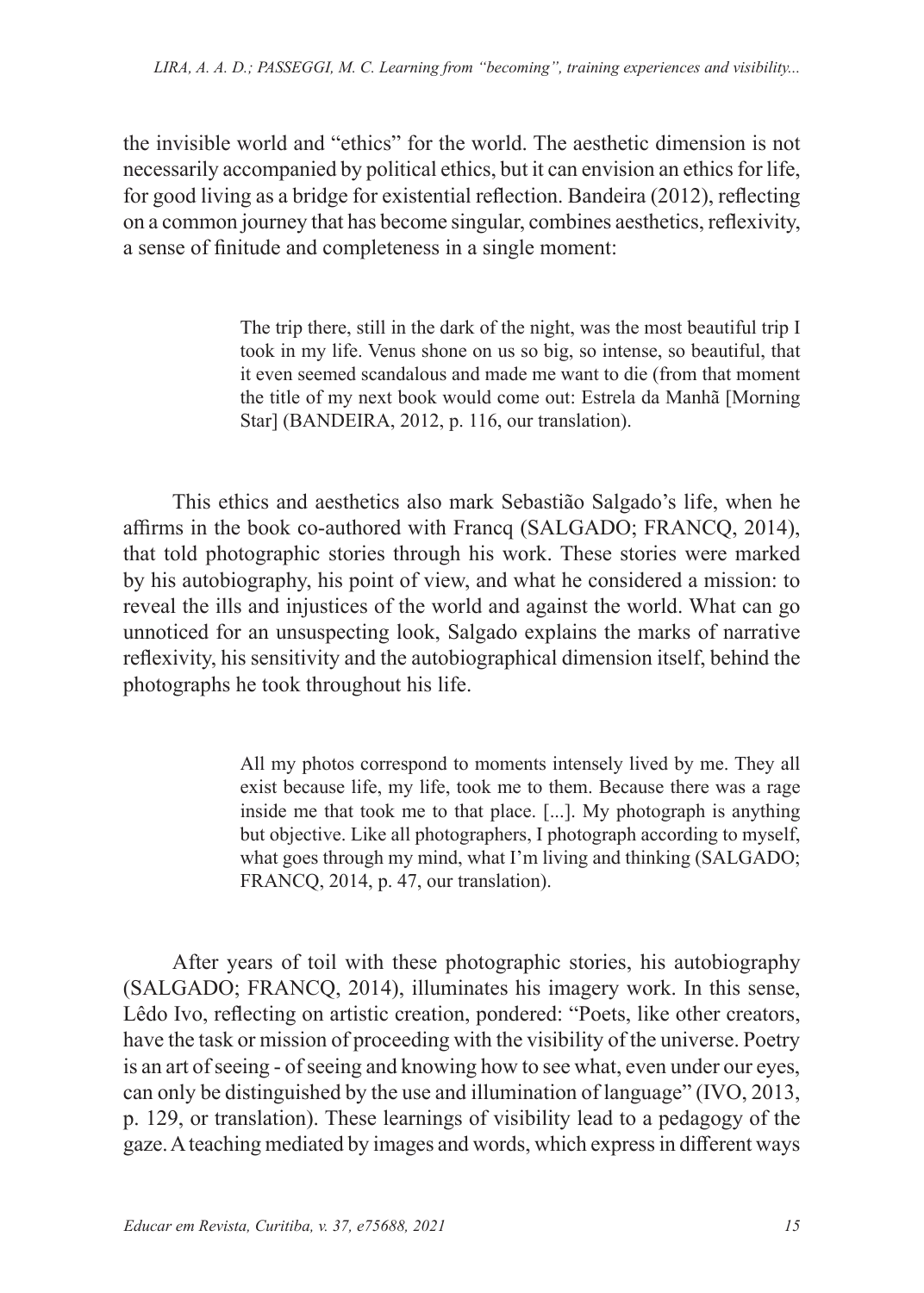the invisible world and "ethics" for the world. The aesthetic dimension is not necessarily accompanied by political ethics, but it can envision an ethics for life, for good living as a bridge for existential reflection. Bandeira (2012), reflecting on a common journey that has become singular, combines aesthetics, reflexivity, a sense of finitude and completeness in a single moment:

> The trip there, still in the dark of the night, was the most beautiful trip I took in my life. Venus shone on us so big, so intense, so beautiful, that it even seemed scandalous and made me want to die (from that moment the title of my next book would come out: Estrela da Manhã [Morning Star] (BANDEIRA, 2012, p. 116, our translation).

This ethics and aesthetics also mark Sebastião Salgado's life, when he affirms in the book co-authored with Francq (SALGADO; FRANCQ, 2014), that told photographic stories through his work. These stories were marked by his autobiography, his point of view, and what he considered a mission: to reveal the ills and injustices of the world and against the world. What can go unnoticed for an unsuspecting look, Salgado explains the marks of narrative reflexivity, his sensitivity and the autobiographical dimension itself, behind the photographs he took throughout his life.

> All my photos correspond to moments intensely lived by me. They all exist because life, my life, took me to them. Because there was a rage inside me that took me to that place. [...]. My photograph is anything but objective. Like all photographers, I photograph according to myself, what goes through my mind, what I'm living and thinking (SALGADO; FRANCQ, 2014, p. 47, our translation).

After years of toil with these photographic stories, his autobiography (SALGADO; FRANCQ, 2014), illuminates his imagery work. In this sense, Lêdo Ivo, reflecting on artistic creation, pondered: "Poets, like other creators, have the task or mission of proceeding with the visibility of the universe. Poetry is an art of seeing - of seeing and knowing how to see what, even under our eyes, can only be distinguished by the use and illumination of language" (IVO, 2013, p. 129, or translation). These learnings of visibility lead to a pedagogy of the gaze. A teaching mediated by images and words, which express in different ways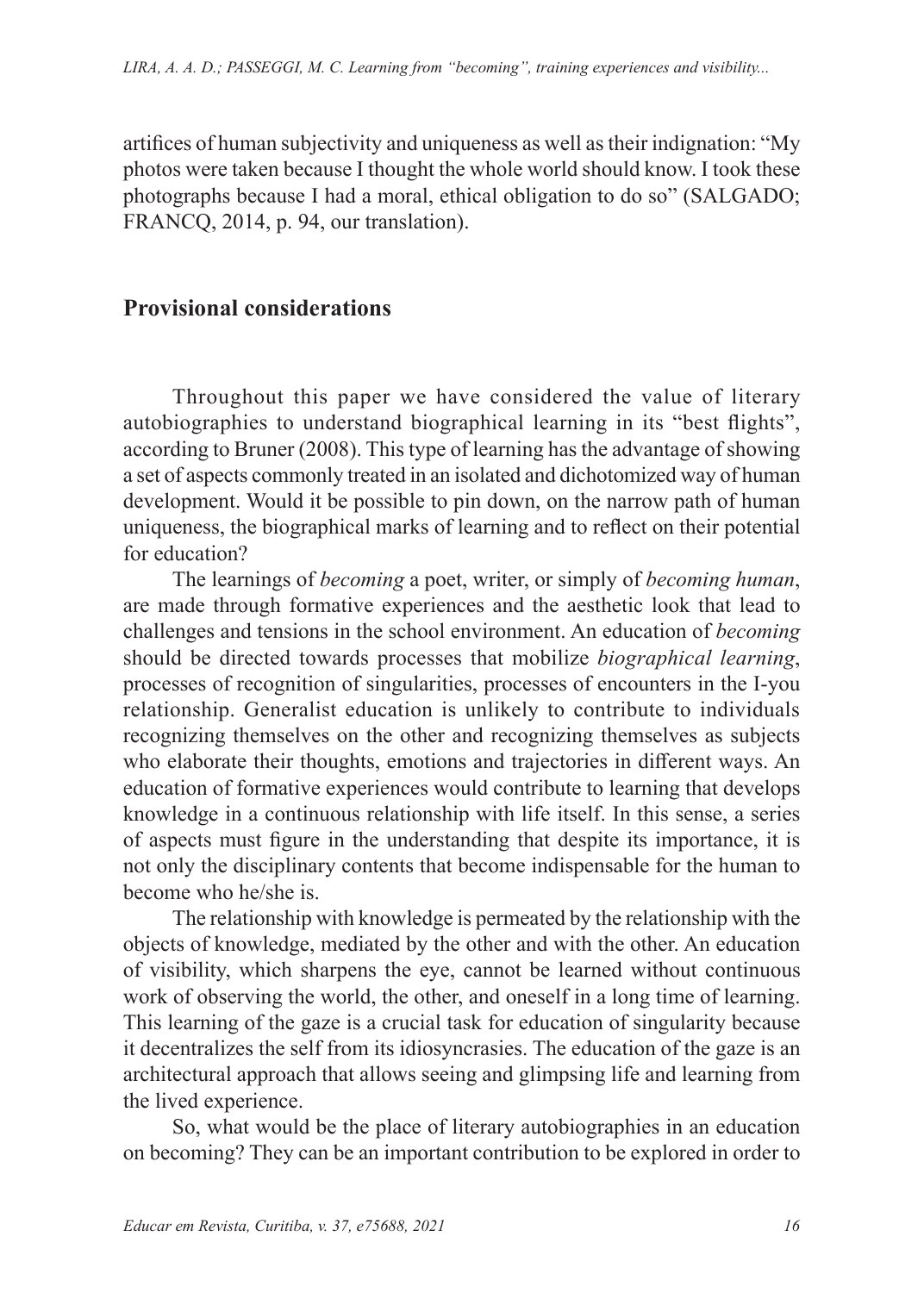artifices of human subjectivity and uniqueness as well as their indignation: "My photos were taken because I thought the whole world should know. I took these photographs because I had a moral, ethical obligation to do so" (SALGADO; FRANCQ, 2014, p. 94, our translation).

## Provisional considerations

Throughout this paper we have considered the value of literary autobiographies to understand biographical learning in its "best flights", according to Bruner (2008). This type of learning has the advantage of showing a set of aspects commonly treated in an isolated and dichotomized way of human development. Would it be possible to pin down, on the narrow path of human uniqueness, the biographical marks of learning and to reflect on their potential for education?

The learnings of *becoming* a poet, writer, or simply of *becoming human*, are made through formative experiences and the aesthetic look that lead to challenges and tensions in the school environment. An education of *becoming* should be directed towards processes that mobilize *biographical learning*, processes of recognition of singularities, processes of encounters in the I-you relationship. Generalist education is unlikely to contribute to individuals recognizing themselves on the other and recognizing themselves as subjects who elaborate their thoughts, emotions and trajectories in different ways. An education of formative experiences would contribute to learning that develops knowledge in a continuous relationship with life itself. In this sense, a series of aspects must figure in the understanding that despite its importance, it is not only the disciplinary contents that become indispensable for the human to become who he/she is.

The relationship with knowledge is permeated by the relationship with the objects of knowledge, mediated by the other and with the other. An education of visibility, which sharpens the eye, cannot be learned without continuous work of observing the world, the other, and oneself in a long time of learning. This learning of the gaze is a crucial task for education of singularity because it decentralizes the self from its idiosyncrasies. The education of the gaze is an architectural approach that allows seeing and glimpsing life and learning from the lived experience.

So, what would be the place of literary autobiographies in an education on becoming? They can be an important contribution to be explored in order to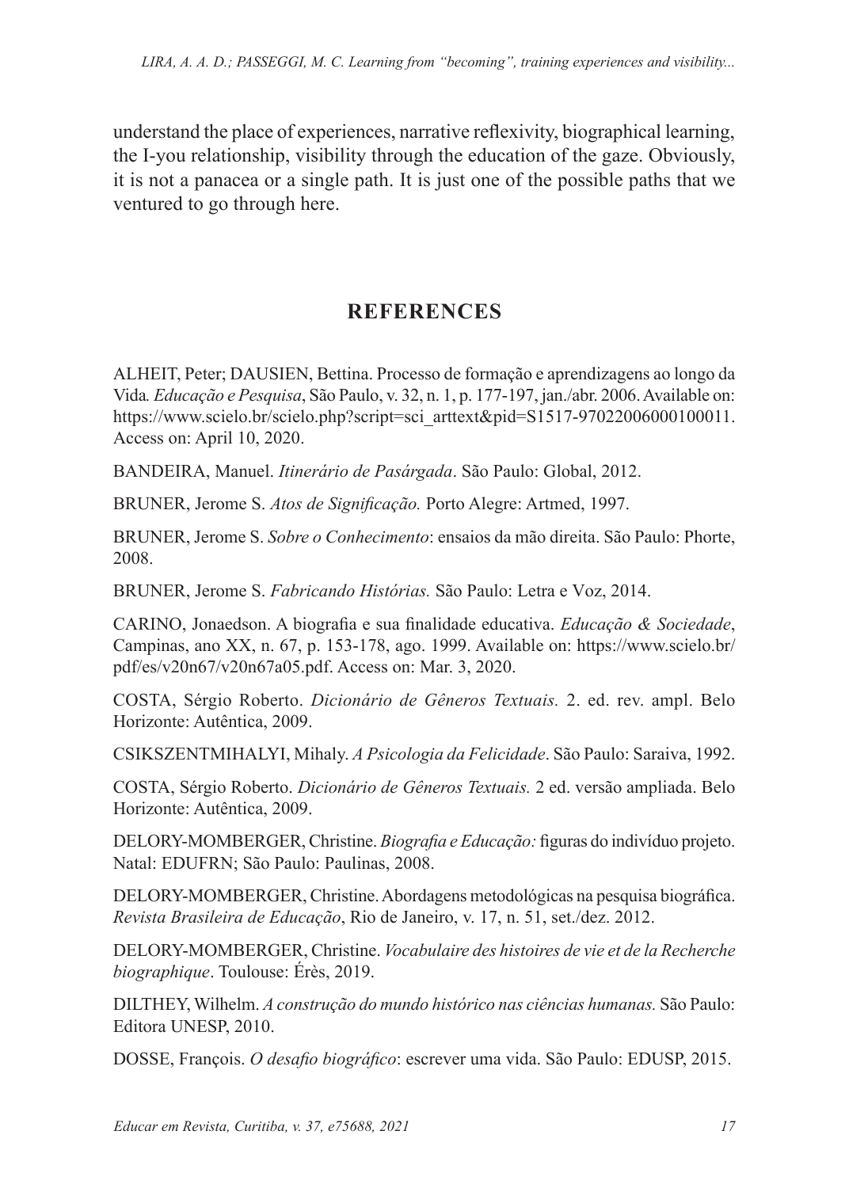understand the place of experiences, narrative reflexivity, biographical learning, the I-you relationship, visibility through the education of the gaze. Obviously, it is not a panacea or a single path. It is just one of the possible paths that we ventured to go through here.

## REFERENCES

ALHEIT, Peter; DAUSIEN, Bettina. Processo de formação e aprendizagens ao longo da Vida. *Educação e Pesquisa*, São Paulo, v. 32, n. 1, p. 177-197, jan./abr. 2006. Available on: https://www.scielo.br/scielo.php?script=sci_arttext&pid=S1517-97022006000100011. Access on: April 10, 2020.

BANDEIRA, Manuel. *Itinerário de Pasárgada*. São Paulo: Global, 2012.

BRUNER, Jerome S. *Atos de Significação.* Porto Alegre: Artmed, 1997.

BRUNER, Jerome S. *Sobre o Conhecimento*: ensaios da mão direita. São Paulo: Phorte, 2008.

BRUNER, Jerome S. *Fabricando Histórias.* São Paulo: Letra e Voz, 2014.

CARINO, Jonaedson. A biografia e sua finalidade educativa. *Educação & Sociedade*, Campinas, ano XX, n. 67, p. 153-178, ago. 1999. Available on: https://www.scielo.br/pdf/es/v20n67/v20n67a05.pdf. Access on: Mar. 3, 2020.

COSTA, Sérgio Roberto. *Dicionário de Gêneros Textuais.* 2. ed. rev. ampl. Belo Horizonte: Autêntica, 2009.

CSIKSZENTMIHALYI, Mihaly. *A Psicologia da Felicidade*. São Paulo: Saraiva, 1992.

COSTA, Sérgio Roberto. *Dicionário de Gêneros Textuais.* 2 ed. versão ampliada. Belo Horizonte: Autêntica, 2009.

DELORY-MOMBERGER, Christine. *Biografia e Educação:* figuras do indivíduo projeto. Natal: EDUFRN; São Paulo: Paulinas, 2008.

DELORY-MOMBERGER, Christine. Abordagens metodológicas na pesquisa biográfica. *Revista Brasileira de Educação*, Rio de Janeiro, v. 17, n. 51, set./dez. 2012.

DELORY-MOMBERGER, Christine. *Vocabulaire des histoires de vie et de la Recherche biographique*. Toulouse: Érès, 2019.

DILTHEY, Wilhelm. *A construção do mundo histórico nas ciências humanas.* São Paulo: Editora UNESP, 2010.

DOSSE, François. *O desafio biográfico*: escrever uma vida. São Paulo: EDUSP, 2015.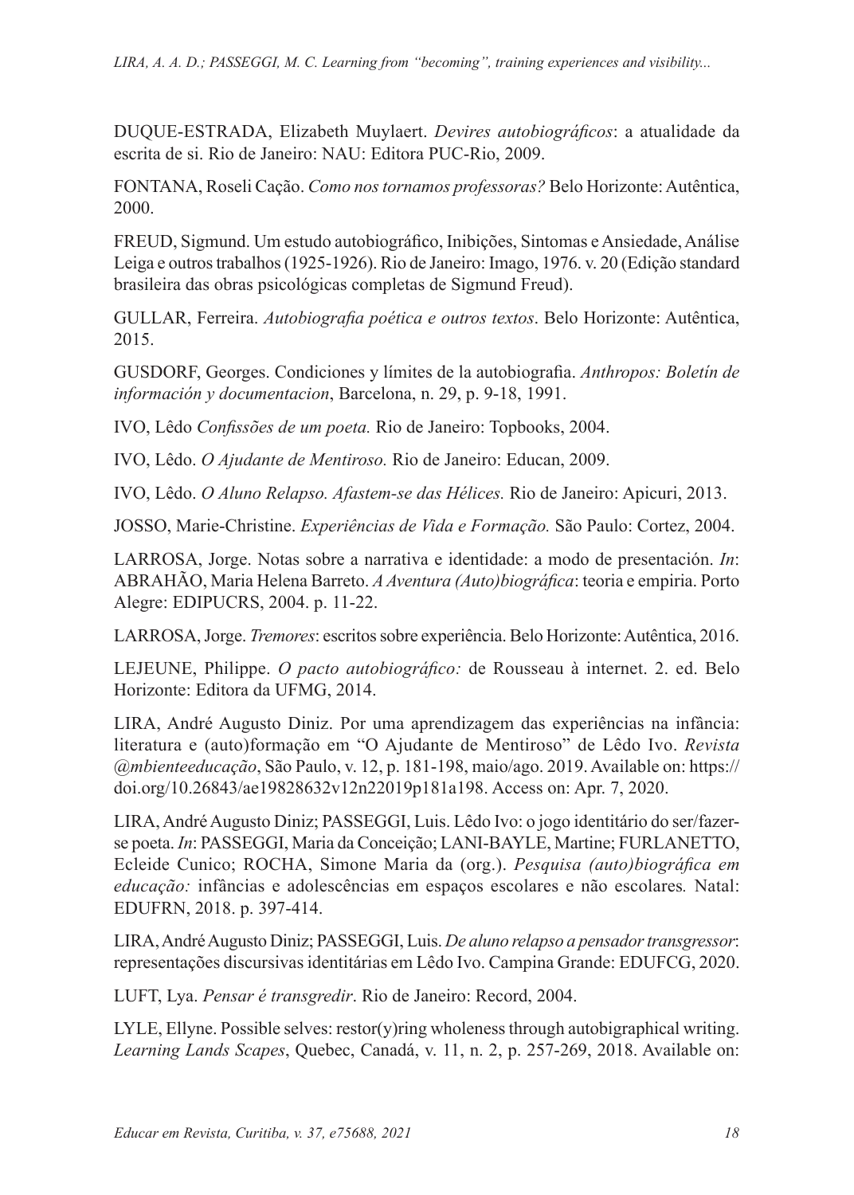DUQUE-ESTRADA, Elizabeth Muylaert. *Devires autobiográficos*: a atualidade da escrita de si. Rio de Janeiro: NAU: Editora PUC-Rio, 2009.

FONTANA, Roseli Cação. *Como nos tornamos professoras?* Belo Horizonte: Autêntica, 2000.

FREUD, Sigmund. Um estudo autobiográfico, Inibições, Sintomas e Ansiedade, Análise Leiga e outros trabalhos (1925-1926). Rio de Janeiro: Imago, 1976. v. 20 (Edição standard brasileira das obras psicológicas completas de Sigmund Freud).

GULLAR, Ferreira. *Autobiografia poética e outros textos*. Belo Horizonte: Autêntica, 2015.

GUSDORF, Georges. Condiciones y límites de la autobiografia. *Anthropos: Boletín de información y documentacion*, Barcelona, n. 29, p. 9-18, 1991.

IVO, Lêdo *Confissões de um poeta.* Rio de Janeiro: Topbooks, 2004.

IVO, Lêdo. *O Ajudante de Mentiroso.* Rio de Janeiro: Educan, 2009.

IVO, Lêdo. *O Aluno Relapso. Afastem-se das Hélices.* Rio de Janeiro: Apicuri, 2013.

JOSSO, Marie-Christine. *Experiências de Vida e Formação.* São Paulo: Cortez, 2004.

LARROSA, Jorge. Notas sobre a narrativa e identidade: a modo de presentación. *In*: ABRAHÃO, Maria Helena Barreto. *A Aventura (Auto)biográfica*: teoria e empiria. Porto Alegre: EDIPUCRS, 2004. p. 11-22.

LARROSA, Jorge. *Tremores*: escritos sobre experiência. Belo Horizonte: Autêntica, 2016.

LEJEUNE, Philippe. *O pacto autobiográfico:* de Rousseau à internet. 2. ed. Belo Horizonte: Editora da UFMG, 2014.

LIRA, André Augusto Diniz. Por uma aprendizagem das experiências na infância: literatura e (auto)formação em "O Ajudante de Mentiroso" de Lêdo Ivo. *Revista @mbienteeducação*, São Paulo, v. 12, p. 181-198, maio/ago. 2019. Available on: https://doi.org/10.26843/ae19828632v12n22019p181a198. Access on: Apr. 7, 2020.

LIRA, André Augusto Diniz; PASSEGGI, Luis. Lêdo Ivo: o jogo identitário do ser/fazer-se poeta. *In*: PASSEGGI, Maria da Conceição; LANI-BAYLE, Martine; FURLANETTO, Ecleide Cunico; ROCHA, Simone Maria da (org.). *Pesquisa (auto)biográfica em educação:* infâncias e adolescências em espaços escolares e não escolares*.* Natal: EDUFRN, 2018. p. 397-414.

LIRA, André Augusto Diniz; PASSEGGI, Luis. *De aluno relapso a pensador transgressor*: representações discursivas identitárias em Lêdo Ivo. Campina Grande: EDUFCG, 2020.

LUFT, Lya. *Pensar é transgredir*. Rio de Janeiro: Record, 2004.

LYLE, Ellyne. Possible selves: restor(y)ring wholeness through autobigraphical writing. *Learning Lands Scapes*, Quebec, Canadá, v. 11, n. 2, p. 257-269, 2018. Available on: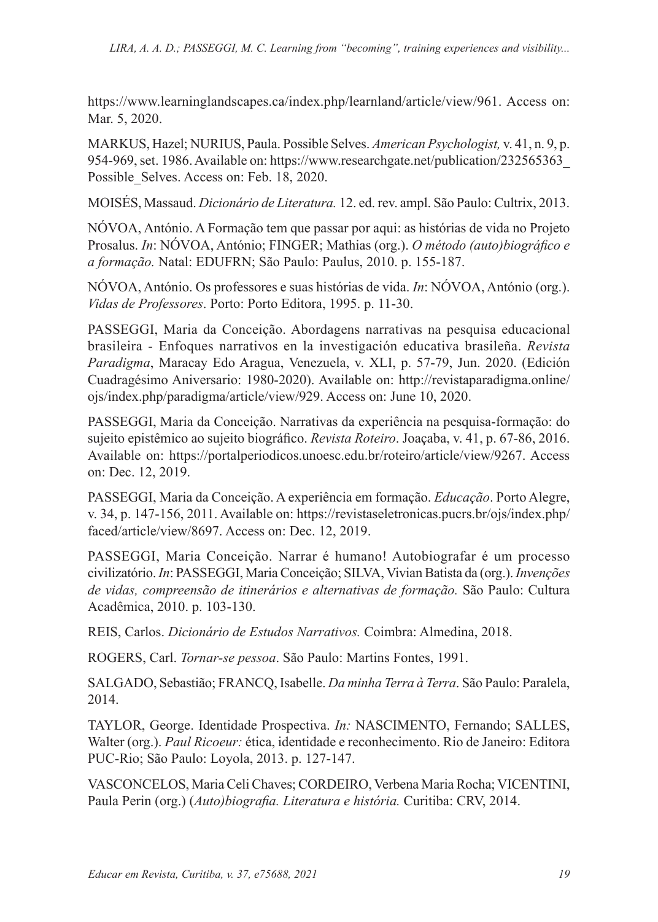https://www.learninglandscapes.ca/index.php/learnland/article/view/961. Access on: Mar. 5, 2020.

MARKUS, Hazel; NURIUS, Paula. Possible Selves. *American Psychologist,* v. 41, n. 9, p. 954-969, set. 1986. Available on: https://www.researchgate.net/publication/232565363_Possible_Selves. Access on: Feb. 18, 2020.

MOISÉS, Massaud. *Dicionário de Literatura.* 12. ed. rev. ampl. São Paulo: Cultrix, 2013.

NÓVOA, António. A Formação tem que passar por aqui: as histórias de vida no Projeto Prosalus. *In*: NÓVOA, António; FINGER; Mathias (org.). *O método (auto)biográfico e a formação.* Natal: EDUFRN; São Paulo: Paulus, 2010. p. 155-187.

NÓVOA, António. Os professores e suas histórias de vida. *In*: NÓVOA, António (org.). *Vidas de Professores*. Porto: Porto Editora, 1995. p. 11-30.

PASSEGGI, Maria da Conceição. Abordagens narrativas na pesquisa educacional brasileira - Enfoques narrativos en la investigación educativa brasileña. *Revista Paradigma*, Maracay Edo Aragua, Venezuela, v. XLI, p. 57-79, Jun. 2020. (Edición Cuadragésimo Aniversario: 1980-2020). Available on: http://revistaparadigma.online/ojs/index.php/paradigma/article/view/929. Access on: June 10, 2020.

PASSEGGI, Maria da Conceição. Narrativas da experiência na pesquisa-formação: do sujeito epistêmico ao sujeito biográfico. *Revista Roteiro*. Joaçaba, v. 41, p. 67-86, 2016. Available on: https://portalperiodicos.unoesc.edu.br/roteiro/article/view/9267. Access on: Dec. 12, 2019.

PASSEGGI, Maria da Conceição. A experiência em formação. *Educação*. Porto Alegre, v. 34, p. 147-156, 2011. Available on: https://revistaseletronicas.pucrs.br/ojs/index.php/faced/article/view/8697. Access on: Dec. 12, 2019.

PASSEGGI, Maria Conceição. Narrar é humano! Autobiografar é um processo civilizatório. *In*: PASSEGGI, Maria Conceição; SILVA, Vivian Batista da (org.). *Invenções de vidas, compreensão de itinerários e alternativas de formação.* São Paulo: Cultura Acadêmica, 2010. p. 103-130.

REIS, Carlos. *Dicionário de Estudos Narrativos.* Coimbra: Almedina, 2018.

ROGERS, Carl. *Tornar-se pessoa*. São Paulo: Martins Fontes, 1991.

SALGADO, Sebastião; FRANCQ, Isabelle. *Da minha Terra à Terra*. São Paulo: Paralela, 2014.

TAYLOR, George. Identidade Prospectiva. *In:* NASCIMENTO, Fernando; SALLES, Walter (org.). *Paul Ricoeur:* ética, identidade e reconhecimento. Rio de Janeiro: Editora PUC-Rio; São Paulo: Loyola, 2013. p. 127-147.

VASCONCELOS, Maria Celi Chaves; CORDEIRO, Verbena Maria Rocha; VICENTINI, Paula Perin (org.) (*Auto)biografia. Literatura e história.* Curitiba: CRV, 2014.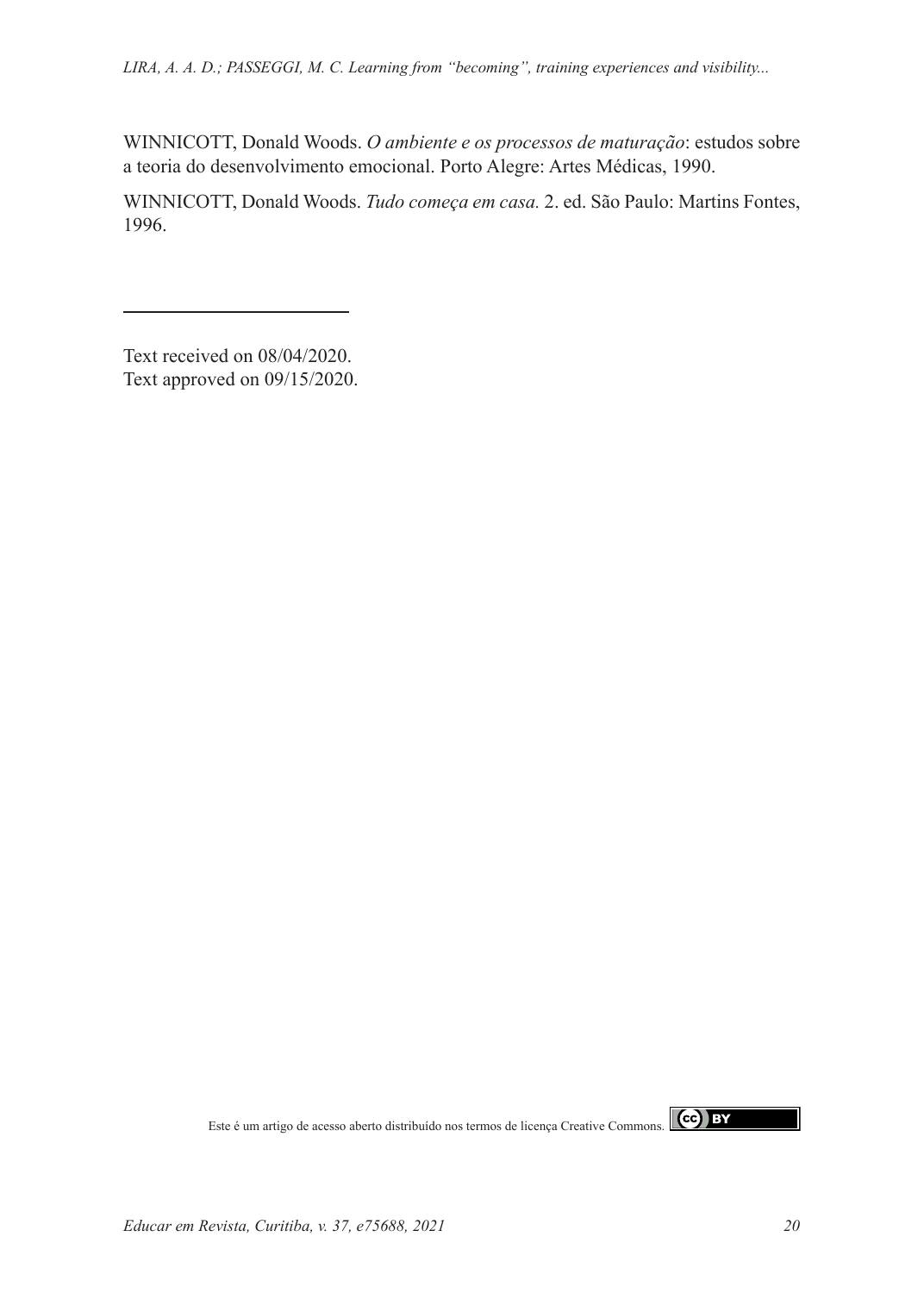WINNICOTT, Donald Woods. *O ambiente e os processos de maturação*: estudos sobre a teoria do desenvolvimento emocional. Porto Alegre: Artes Médicas, 1990.

WINNICOTT, Donald Woods. *Tudo começa em casa.* 2. ed. São Paulo: Martins Fontes, 1996.

---

Text received on 08/04/2020.
Text approved on 09/15/2020.

Este é um artigo de acesso aberto distribuído nos termos de licença Creative Commons.